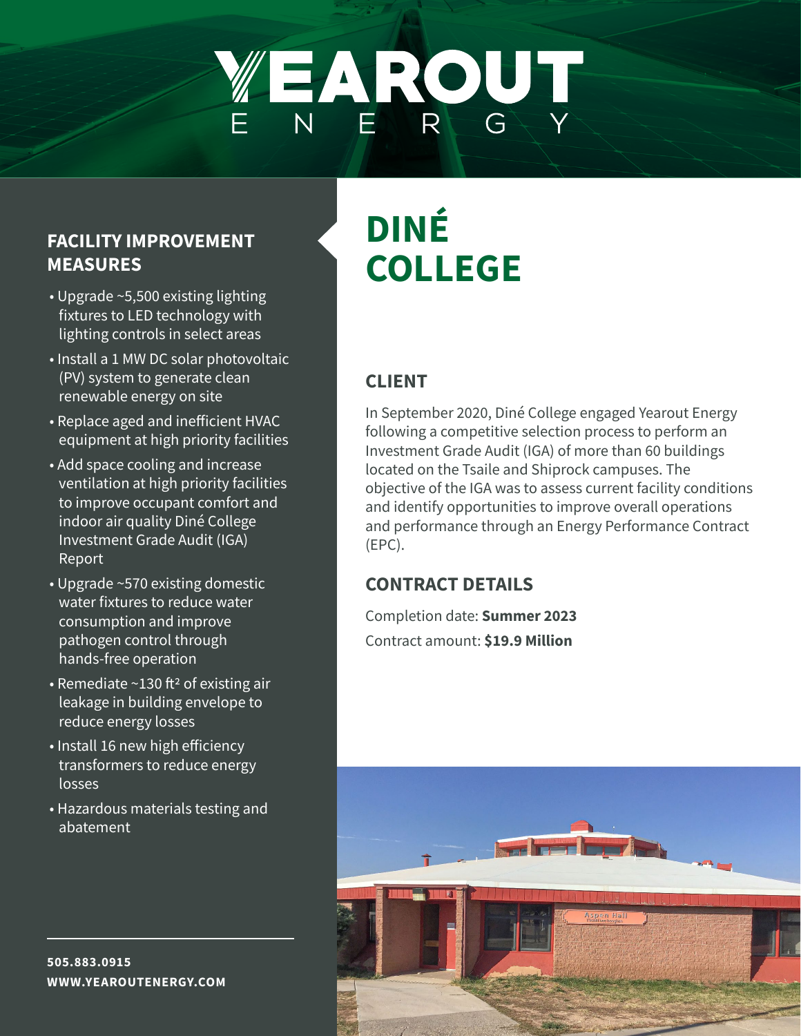# YEAROUT ENERGY

# DINÉ COLLEGE

## CLIENT

In September 2020, Diné College engaged Yearout Energy following a competitive selection process to perform an Investment Grade Audit (IGA) of more than 60 buildings located on the Tsaile and Shiprock campuses. The objective of the IGA was to assess current facility conditions and identify opportunities to improve overall operations and performance through an Energy Performance Contract (EPC).

## CONTRACT DETAILS

Completion date: **Summer 2023**

Contract amount: **$19.9 Million**

## FACILITY IMPROVEMENT MEASURES

- Upgrade ~5,500 existing lighting fixtures to LED technology with lighting controls in select areas
- Install a 1 MW DC solar photovoltaic (PV) system to generate clean renewable energy on site
- Replace aged and inefficient HVAC equipment at high priority facilities
- Add space cooling and increase ventilation at high priority facilities to improve occupant comfort and indoor air quality Diné College Investment Grade Audit (IGA) Report
- Upgrade ~570 existing domestic water fixtures to reduce water consumption and improve pathogen control through hands-free operation
- Remediate ~130 ft² of existing air leakage in building envelope to reduce energy losses
- Install 16 new high efficiency transformers to reduce energy losses
- Hazardous materials testing and abatement

**505.883.0915**

**WWW.YEAROUTENERGY.COM**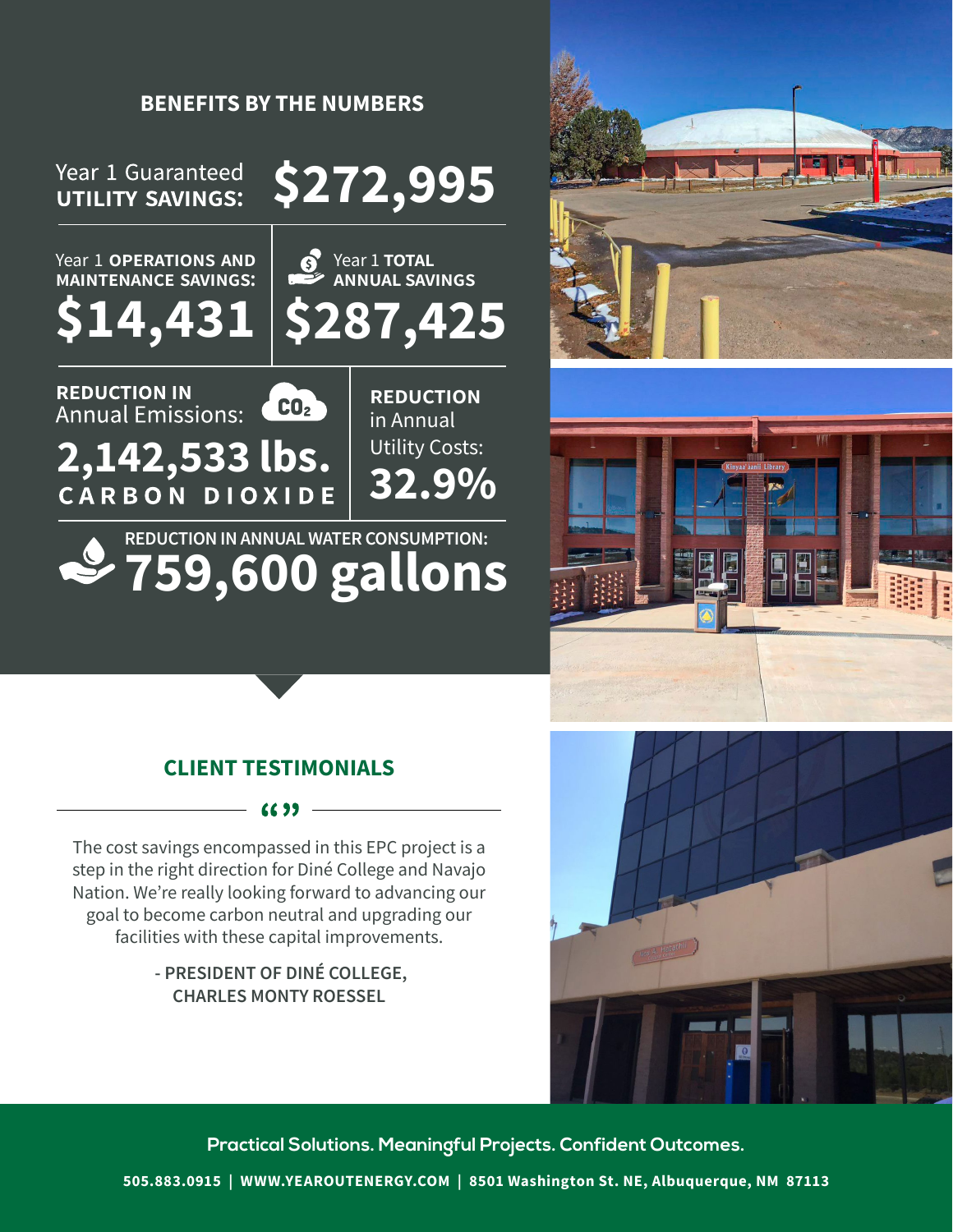## BENEFITS BY THE NUMBERS

Year 1 Guaranteed **UTILITY SAVINGS:** **$272,995**

Year 1 **OPERATIONS AND MAINTENANCE SAVINGS:** **$14,431**

Year 1 **TOTAL ANNUAL SAVINGS** **$287,425**

**REDUCTION IN** Annual Emissions: $CO_2$

**2,142,533 lbs.**

**CARBON DIOXIDE**

**REDUCTION** in Annual Utility Costs: **32.9%**

**REDUCTION IN ANNUAL WATER CONSUMPTION:**

**759,600 gallons**

## CLIENT TESTIMONIALS

“”

The cost savings encompassed in this EPC project is a step in the right direction for Diné College and Navajo Nation. We're really looking forward to advancing our goal to become carbon neutral and upgrading our facilities with these capital improvements.

**- PRESIDENT OF DINÉ COLLEGE, CHARLES MONTY ROESSEL**

**Practical Solutions. Meaningful Projects. Confident Outcomes.**

**505.883.0915 | WWW.YEAROUTENERGY.COM | 8501 Washington St. NE, Albuquerque, NM 87113**